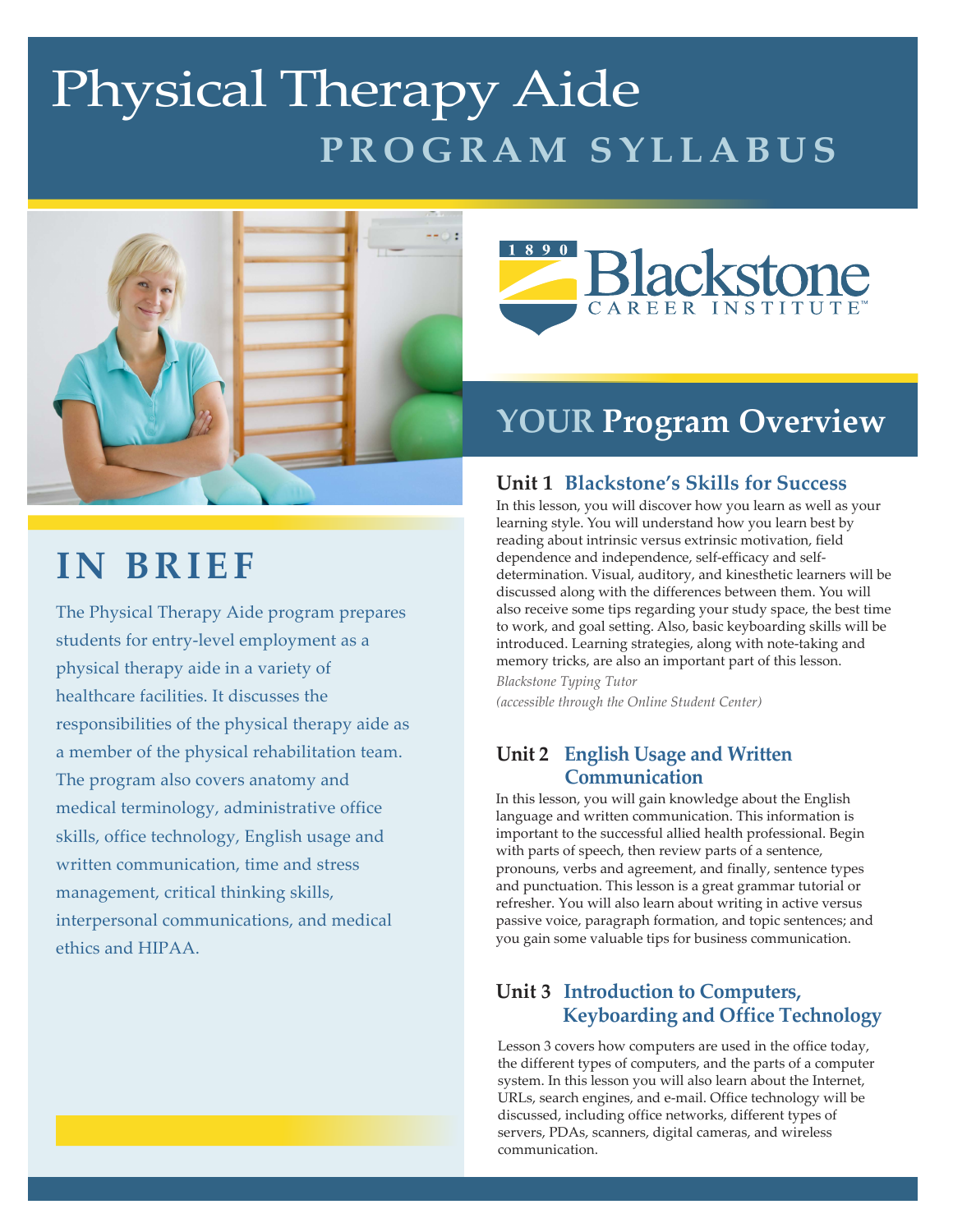# Physical Therapy Aide

## PROGRAM SYLLABUS

## IN BRIEF

The Physical Therapy Aide program prepares students for entry-level employment as a physical therapy aide in a variety of healthcare facilities. It discusses the responsibilities of the physical therapy aide as a member of the physical rehabilitation team. The program also covers anatomy and medical terminology, administrative office skills, office technology, English usage and written communication, time and stress management, critical thinking skills, interpersonal communications, and medical ethics and HIPAA.

1890 Blackstone CAREER INSTITUTE™

## YOUR Program Overview

### Unit 1 Blackstone's Skills for Success

In this lesson, you will discover how you learn as well as your learning style. You will understand how you learn best by reading about intrinsic versus extrinsic motivation, field dependence and independence, self-efficacy and self-determination. Visual, auditory, and kinesthetic learners will be discussed along with the differences between them. You will also receive some tips regarding your study space, the best time to work, and goal setting. Also, basic keyboarding skills will be introduced. Learning strategies, along with note-taking and memory tricks, are also an important part of this lesson.

*Blackstone Typing Tutor*
*(accessible through the Online Student Center)*

### Unit 2 English Usage and Written Communication

In this lesson, you will gain knowledge about the English language and written communication. This information is important to the successful allied health professional. Begin with parts of speech, then review parts of a sentence, pronouns, verbs and agreement, and finally, sentence types and punctuation. This lesson is a great grammar tutorial or refresher. You will also learn about writing in active versus passive voice, paragraph formation, and topic sentences; and you gain some valuable tips for business communication.

### Unit 3 Introduction to Computers, Keyboarding and Office Technology

Lesson 3 covers how computers are used in the office today, the different types of computers, and the parts of a computer system. In this lesson you will also learn about the Internet, URLs, search engines, and e-mail. Office technology will be discussed, including office networks, different types of servers, PDAs, scanners, digital cameras, and wireless communication.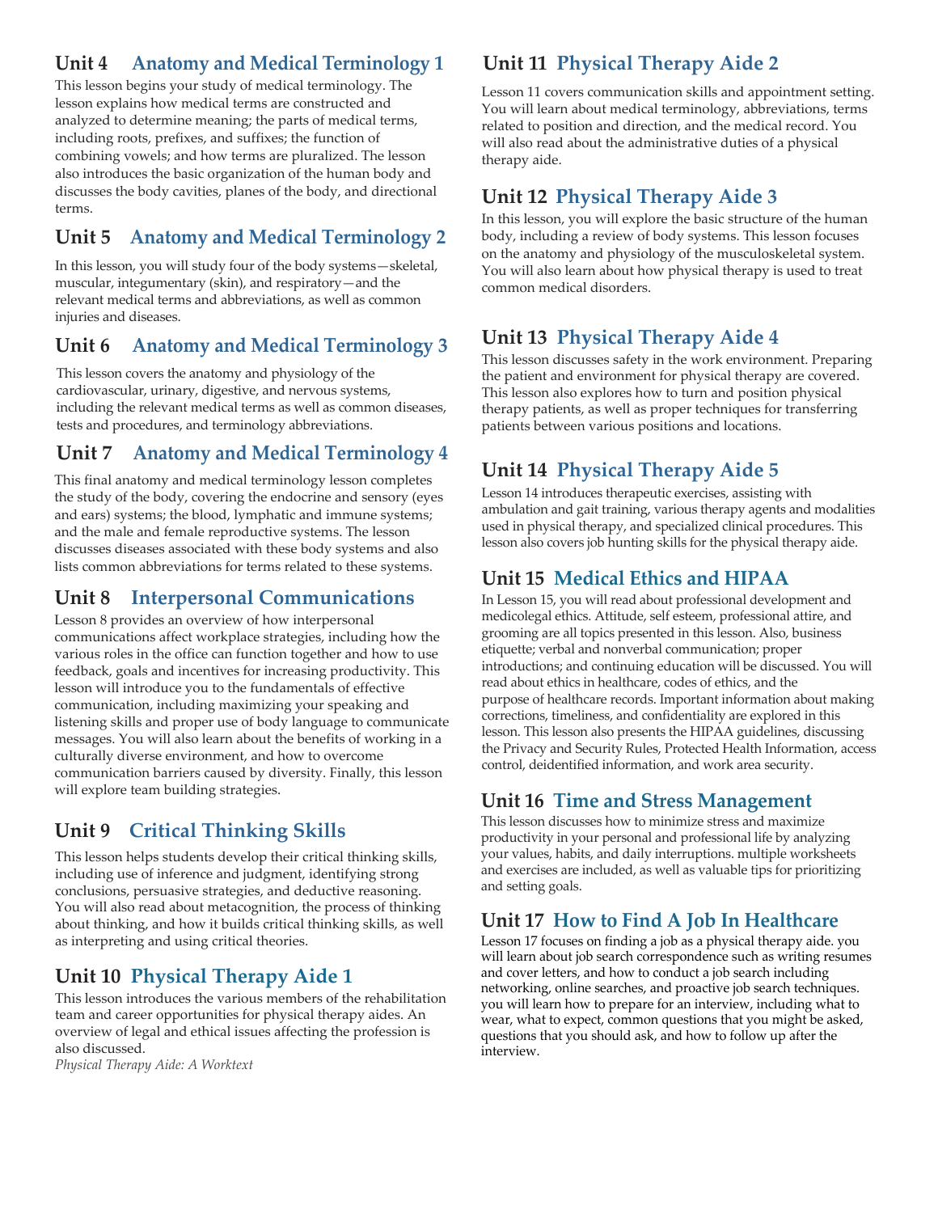## Unit 4 Anatomy and Medical Terminology 1

This lesson begins your study of medical terminology. The lesson explains how medical terms are constructed and analyzed to determine meaning; the parts of medical terms, including roots, prefixes, and suffixes; the function of combining vowels; and how terms are pluralized. The lesson also introduces the basic organization of the human body and discusses the body cavities, planes of the body, and directional terms.

## Unit 5 Anatomy and Medical Terminology 2

In this lesson, you will study four of the body systems—skeletal, muscular, integumentary (skin), and respiratory—and the relevant medical terms and abbreviations, as well as common injuries and diseases.

## Unit 6 Anatomy and Medical Terminology 3

This lesson covers the anatomy and physiology of the cardiovascular, urinary, digestive, and nervous systems, including the relevant medical terms as well as common diseases, tests and procedures, and terminology abbreviations.

## Unit 7 Anatomy and Medical Terminology 4

This final anatomy and medical terminology lesson completes the study of the body, covering the endocrine and sensory (eyes and ears) systems; the blood, lymphatic and immune systems; and the male and female reproductive systems. The lesson discusses diseases associated with these body systems and also lists common abbreviations for terms related to these systems.

## Unit 8 Interpersonal Communications

Lesson 8 provides an overview of how interpersonal communications affect workplace strategies, including how the various roles in the office can function together and how to use feedback, goals and incentives for increasing productivity. This lesson will introduce you to the fundamentals of effective communication, including maximizing your speaking and listening skills and proper use of body language to communicate messages. You will also learn about the benefits of working in a culturally diverse environment, and how to overcome communication barriers caused by diversity. Finally, this lesson will explore team building strategies.

## Unit 9 Critical Thinking Skills

This lesson helps students develop their critical thinking skills, including use of inference and judgment, identifying strong conclusions, persuasive strategies, and deductive reasoning. You will also read about metacognition, the process of thinking about thinking, and how it builds critical thinking skills, as well as interpreting and using critical theories.

## Unit 10 Physical Therapy Aide 1

This lesson introduces the various members of the rehabilitation team and career opportunities for physical therapy aides. An overview of legal and ethical issues affecting the profession is also discussed.

*Physical Therapy Aide: A Worktext*

## Unit 11 Physical Therapy Aide 2

Lesson 11 covers communication skills and appointment setting. You will learn about medical terminology, abbreviations, terms related to position and direction, and the medical record. You will also read about the administrative duties of a physical therapy aide.

## Unit 12 Physical Therapy Aide 3

In this lesson, you will explore the basic structure of the human body, including a review of body systems. This lesson focuses on the anatomy and physiology of the musculoskeletal system. You will also learn about how physical therapy is used to treat common medical disorders.

## Unit 13 Physical Therapy Aide 4

This lesson discusses safety in the work environment. Preparing the patient and environment for physical therapy are covered. This lesson also explores how to turn and position physical therapy patients, as well as proper techniques for transferring patients between various positions and locations.

## Unit 14 Physical Therapy Aide 5

Lesson 14 introduces therapeutic exercises, assisting with ambulation and gait training, various therapy agents and modalities used in physical therapy, and specialized clinical procedures. This lesson also covers job hunting skills for the physical therapy aide.

## Unit 15 Medical Ethics and HIPAA

In Lesson 15, you will read about professional development and medicolegal ethics. Attitude, self esteem, professional attire, and grooming are all topics presented in this lesson. Also, business etiquette; verbal and nonverbal communication; proper introductions; and continuing education will be discussed. You will read about ethics in healthcare, codes of ethics, and the purpose of healthcare records. Important information about making corrections, timeliness, and confidentiality are explored in this lesson. This lesson also presents the HIPAA guidelines, discussing the Privacy and Security Rules, Protected Health Information, access control, deidentified information, and work area security.

## Unit 16 Time and Stress Management

This lesson discusses how to minimize stress and maximize productivity in your personal and professional life by analyzing your values, habits, and daily interruptions. multiple worksheets and exercises are included, as well as valuable tips for prioritizing and setting goals.

## Unit 17 How to Find A Job In Healthcare

Lesson 17 focuses on finding a job as a physical therapy aide. you will learn about job search correspondence such as writing resumes and cover letters, and how to conduct a job search including networking, online searches, and proactive job search techniques. you will learn how to prepare for an interview, including what to wear, what to expect, common questions that you might be asked, questions that you should ask, and how to follow up after the interview.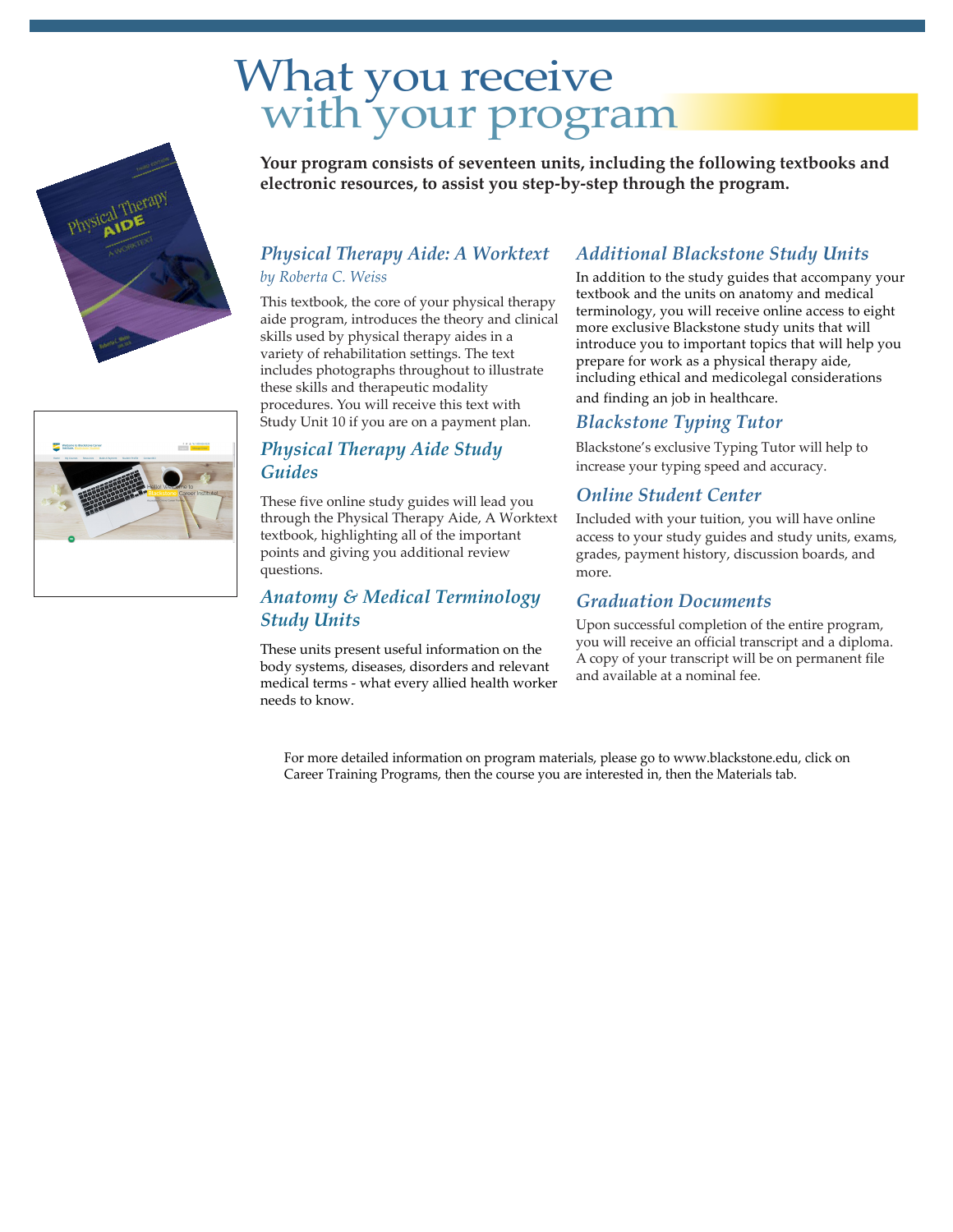# What you receive with your program

**Your program consists of seventeen units, including the following textbooks and electronic resources, to assist you step-by-step through the program.**

### *Physical Therapy Aide: A Worktext*

*by Roberta C. Weiss*

This textbook, the core of your physical therapy aide program, introduces the theory and clinical skills used by physical therapy aides in a variety of rehabilitation settings. The text includes photographs throughout to illustrate these skills and therapeutic modality procedures. You will receive this text with Study Unit 10 if you are on a payment plan.

### *Physical Therapy Aide Study Guides*

These five online study guides will lead you through the Physical Therapy Aide, A Worktext textbook, highlighting all of the important points and giving you additional review questions.

### *Anatomy & Medical Terminology Study Units*

These units present useful information on the body systems, diseases, disorders and relevant medical terms - what every allied health worker needs to know.

### *Additional Blackstone Study Units*

In addition to the study guides that accompany your textbook and the units on anatomy and medical terminology, you will receive online access to eight more exclusive Blackstone study units that will introduce you to important topics that will help you prepare for work as a physical therapy aide, including ethical and medicolegal considerations and finding an job in healthcare.

### *Blackstone Typing Tutor*

Blackstone's exclusive Typing Tutor will help to increase your typing speed and accuracy.

### *Online Student Center*

Included with your tuition, you will have online access to your study guides and study units, exams, grades, payment history, discussion boards, and more.

### *Graduation Documents*

Upon successful completion of the entire program, you will receive an official transcript and a diploma. A copy of your transcript will be on permanent file and available at a nominal fee.

For more detailed information on program materials, please go to www.blackstone.edu, click on Career Training Programs, then the course you are interested in, then the Materials tab.